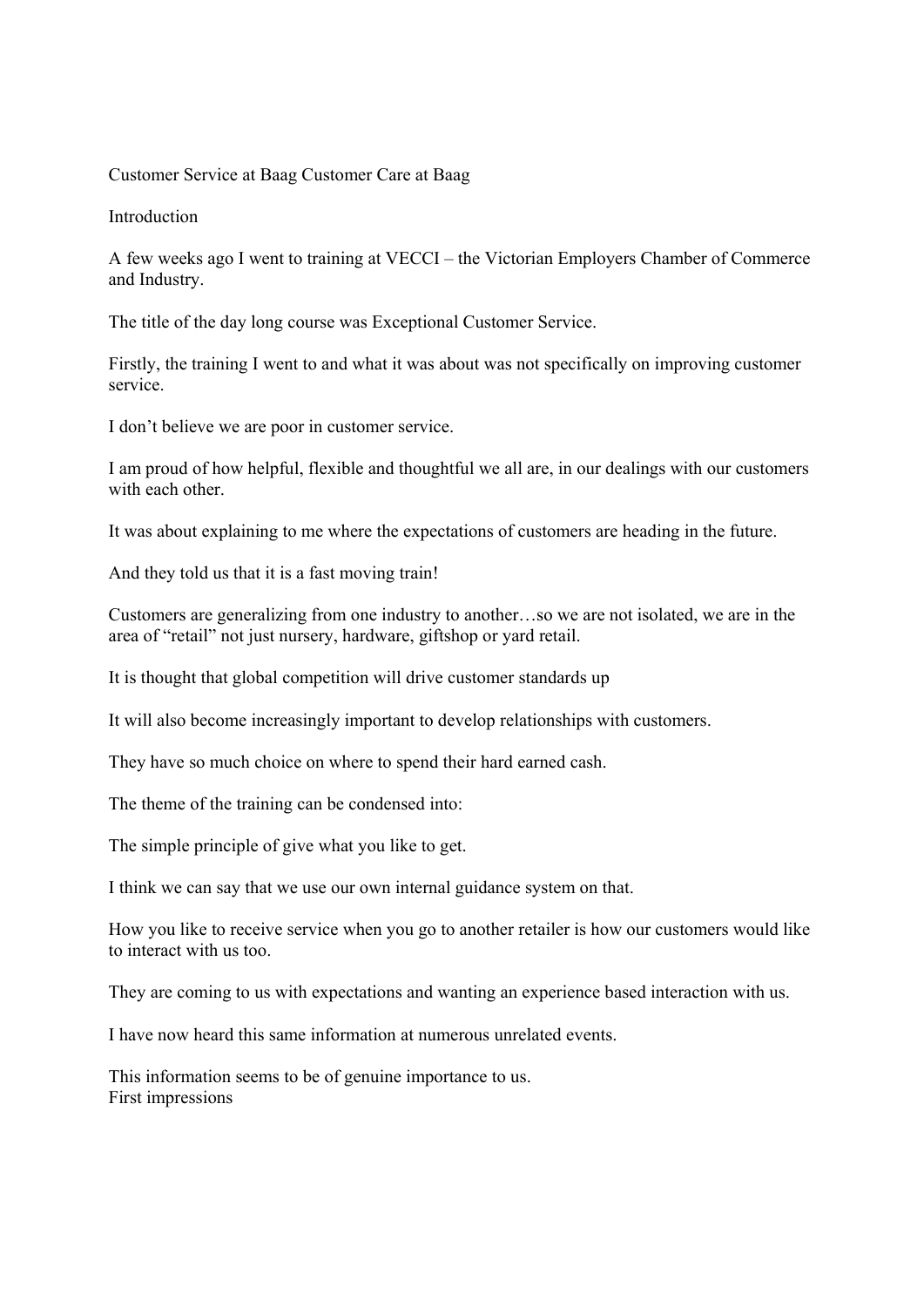# Customer Service at Baag Customer Care at Baag

## Introduction

A few weeks ago I went to training at VECCI – the Victorian Employers Chamber of Commerce and Industry.

The title of the day long course was Exceptional Customer Service.

Firstly, the training I went to and what it was about was not specifically on improving customer service.

I don't believe we are poor in customer service.

I am proud of how helpful, flexible and thoughtful we all are, in our dealings with our customers with each other.

It was about explaining to me where the expectations of customers are heading in the future.

And they told us that it is a fast moving train!

Customers are generalizing from one industry to another…so we are not isolated, we are in the area of "retail" not just nursery, hardware, giftshop or yard retail.

It is thought that global competition will drive customer standards up

It will also become increasingly important to develop relationships with customers.

They have so much choice on where to spend their hard earned cash.

The theme of the training can be condensed into:

The simple principle of give what you like to get.

I think we can say that we use our own internal guidance system on that.

How you like to receive service when you go to another retailer is how our customers would like to interact with us too.

They are coming to us with expectations and wanting an experience based interaction with us.

I have now heard this same information at numerous unrelated events.

This information seems to be of genuine importance to us.

## First impressions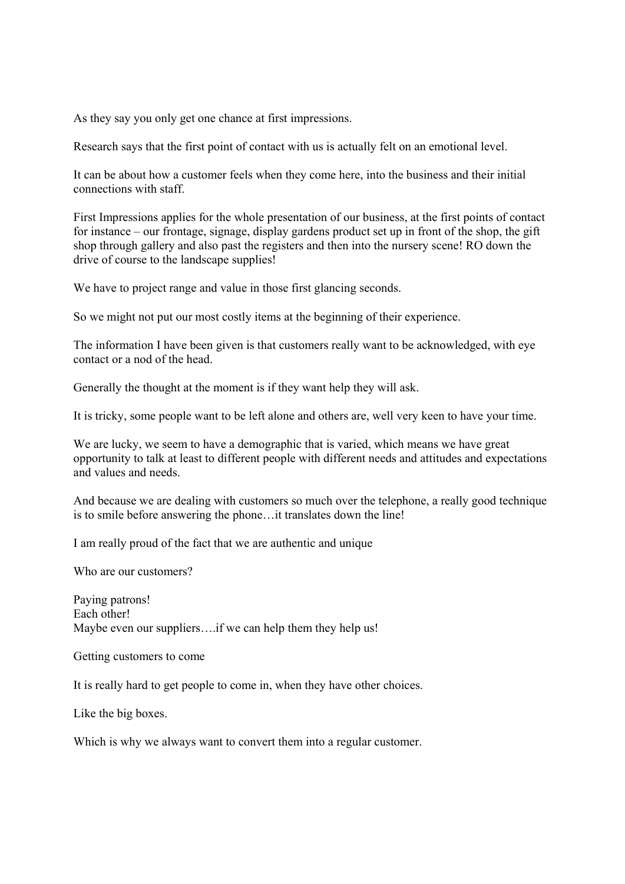As they say you only get one chance at first impressions.

Research says that the first point of contact with us is actually felt on an emotional level.

It can be about how a customer feels when they come here, into the business and their initial connections with staff.

First Impressions applies for the whole presentation of our business, at the first points of contact for instance – our frontage, signage, display gardens product set up in front of the shop, the gift shop through gallery and also past the registers and then into the nursery scene! RO down the drive of course to the landscape supplies!

We have to project range and value in those first glancing seconds.

So we might not put our most costly items at the beginning of their experience.

The information I have been given is that customers really want to be acknowledged, with eye contact or a nod of the head.

Generally the thought at the moment is if they want help they will ask.

It is tricky, some people want to be left alone and others are, well very keen to have your time.

We are lucky, we seem to have a demographic that is varied, which means we have great opportunity to talk at least to different people with different needs and attitudes and expectations and values and needs.

And because we are dealing with customers so much over the telephone, a really good technique is to smile before answering the phone…it translates down the line!

I am really proud of the fact that we are authentic and unique

Who are our customers?

Paying patrons!
Each other!
Maybe even our suppliers….if we can help them they help us!

Getting customers to come

It is really hard to get people to come in, when they have other choices.

Like the big boxes.

Which is why we always want to convert them into a regular customer.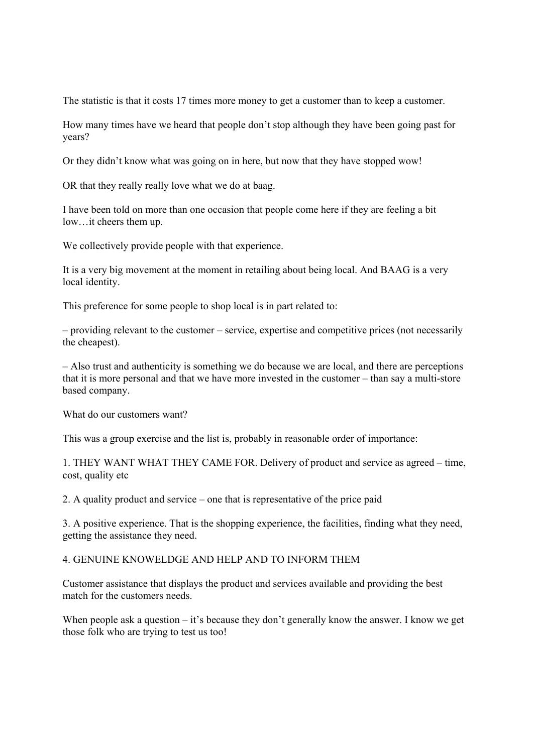The statistic is that it costs 17 times more money to get a customer than to keep a customer.

How many times have we heard that people don't stop although they have been going past for years?

Or they didn't know what was going on in here, but now that they have stopped wow!

OR that they really really love what we do at baag.

I have been told on more than one occasion that people come here if they are feeling a bit low…it cheers them up.

We collectively provide people with that experience.

It is a very big movement at the moment in retailing about being local. And BAAG is a very local identity.

This preference for some people to shop local is in part related to:

– providing relevant to the customer – service, expertise and competitive prices (not necessarily the cheapest).

– Also trust and authenticity is something we do because we are local, and there are perceptions that it is more personal and that we have more invested in the customer – than say a multi-store based company.

What do our customers want?

This was a group exercise and the list is, probably in reasonable order of importance:

1. THEY WANT WHAT THEY CAME FOR. Delivery of product and service as agreed – time, cost, quality etc

2. A quality product and service – one that is representative of the price paid

3. A positive experience. That is the shopping experience, the facilities, finding what they need, getting the assistance they need.

4. GENUINE KNOWELDGE AND HELP AND TO INFORM THEM

Customer assistance that displays the product and services available and providing the best match for the customers needs.

When people ask a question – it's because they don't generally know the answer. I know we get those folk who are trying to test us too!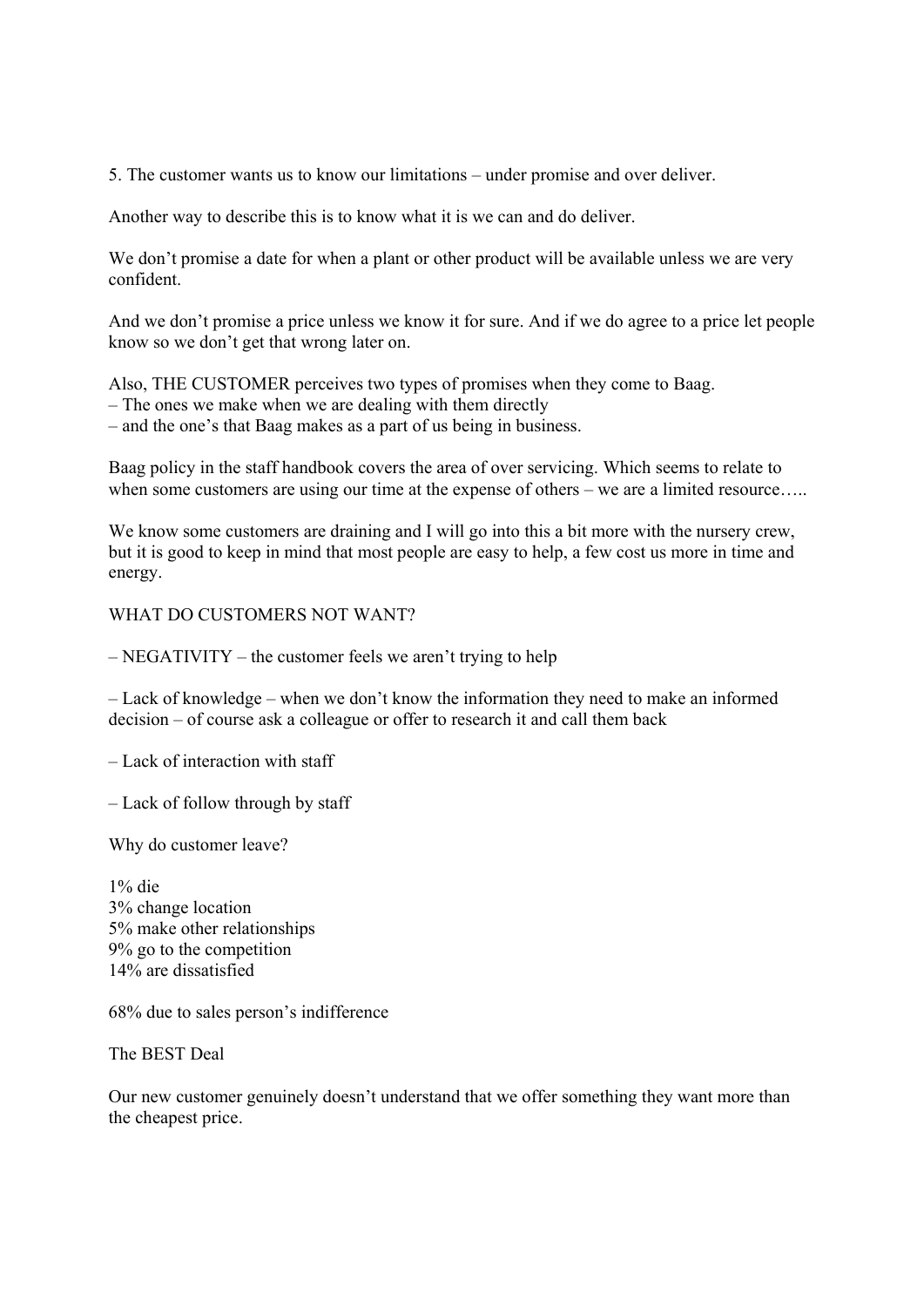5. The customer wants us to know our limitations – under promise and over deliver.

Another way to describe this is to know what it is we can and do deliver.

We don't promise a date for when a plant or other product will be available unless we are very confident.

And we don't promise a price unless we know it for sure. And if we do agree to a price let people know so we don't get that wrong later on.

Also, THE CUSTOMER perceives two types of promises when they come to Baag.
– The ones we make when we are dealing with them directly
– and the one's that Baag makes as a part of us being in business.

Baag policy in the staff handbook covers the area of over servicing. Which seems to relate to when some customers are using our time at the expense of others – we are a limited resource…..

We know some customers are draining and I will go into this a bit more with the nursery crew, but it is good to keep in mind that most people are easy to help, a few cost us more in time and energy.

WHAT DO CUSTOMERS NOT WANT?

– NEGATIVITY – the customer feels we aren't trying to help

– Lack of knowledge – when we don't know the information they need to make an informed decision – of course ask a colleague or offer to research it and call them back

– Lack of interaction with staff

– Lack of follow through by staff

Why do customer leave?

1% die
3% change location
5% make other relationships
9% go to the competition
14% are dissatisfied

68% due to sales person's indifference

The BEST Deal

Our new customer genuinely doesn't understand that we offer something they want more than the cheapest price.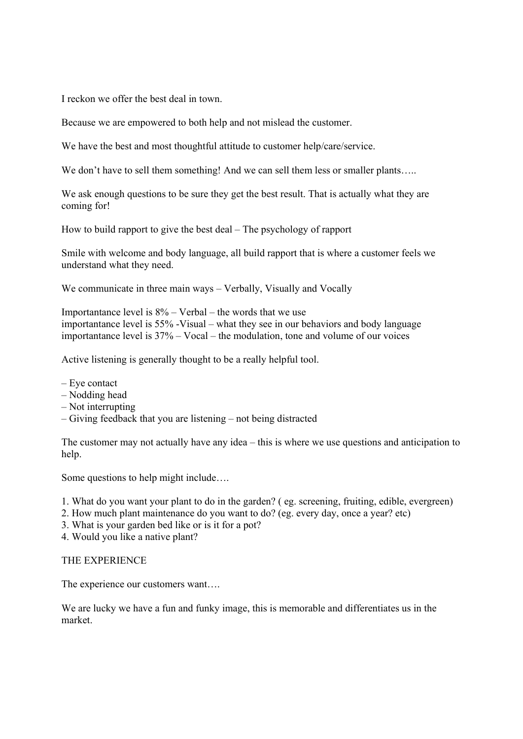I reckon we offer the best deal in town.

Because we are empowered to both help and not mislead the customer.

We have the best and most thoughtful attitude to customer help/care/service.

We don't have to sell them something! And we can sell them less or smaller plants…..

We ask enough questions to be sure they get the best result. That is actually what they are coming for!

How to build rapport to give the best deal – The psychology of rapport

Smile with welcome and body language, all build rapport that is where a customer feels we understand what they need.

We communicate in three main ways – Verbally, Visually and Vocally

Importantance level is 8% – Verbal – the words that we use
importantance level is 55% -Visual – what they see in our behaviors and body language
importantance level is 37% – Vocal – the modulation, tone and volume of our voices

Active listening is generally thought to be a really helpful tool.

– Eye contact
– Nodding head
– Not interrupting
– Giving feedback that you are listening – not being distracted

The customer may not actually have any idea – this is where we use questions and anticipation to help.

Some questions to help might include….

1. What do you want your plant to do in the garden? ( eg. screening, fruiting, edible, evergreen)
2. How much plant maintenance do you want to do? (eg. every day, once a year? etc)
3. What is your garden bed like or is it for a pot?
4. Would you like a native plant?

THE EXPERIENCE

The experience our customers want….

We are lucky we have a fun and funky image, this is memorable and differentiates us in the market.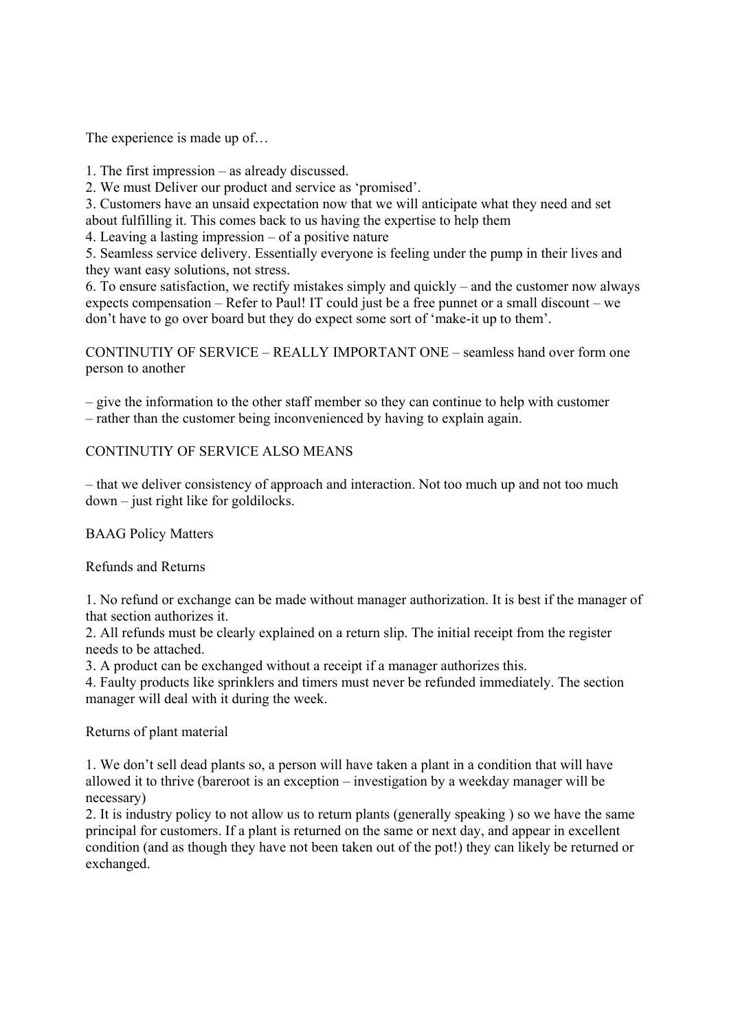The experience is made up of…

1. The first impression – as already discussed.
2. We must Deliver our product and service as 'promised'.
3. Customers have an unsaid expectation now that we will anticipate what they need and set about fulfilling it. This comes back to us having the expertise to help them
4. Leaving a lasting impression – of a positive nature
5. Seamless service delivery. Essentially everyone is feeling under the pump in their lives and they want easy solutions, not stress.
6. To ensure satisfaction, we rectify mistakes simply and quickly – and the customer now always expects compensation – Refer to Paul! IT could just be a free punnet or a small discount – we don't have to go over board but they do expect some sort of 'make-it up to them'.

CONTINUTIY OF SERVICE – REALLY IMPORTANT ONE – seamless hand over form one person to another

– give the information to the other staff member so they can continue to help with customer – rather than the customer being inconvenienced by having to explain again.

CONTINUTIY OF SERVICE ALSO MEANS

– that we deliver consistency of approach and interaction. Not too much up and not too much down – just right like for goldilocks.

BAAG Policy Matters

Refunds and Returns

1. No refund or exchange can be made without manager authorization. It is best if the manager of that section authorizes it.
2. All refunds must be clearly explained on a return slip. The initial receipt from the register needs to be attached.
3. A product can be exchanged without a receipt if a manager authorizes this.
4. Faulty products like sprinklers and timers must never be refunded immediately. The section manager will deal with it during the week.

Returns of plant material

1. We don't sell dead plants so, a person will have taken a plant in a condition that will have allowed it to thrive (bareroot is an exception – investigation by a weekday manager will be necessary)
2. It is industry policy to not allow us to return plants (generally speaking ) so we have the same principal for customers. If a plant is returned on the same or next day, and appear in excellent condition (and as though they have not been taken out of the pot!) they can likely be returned or exchanged.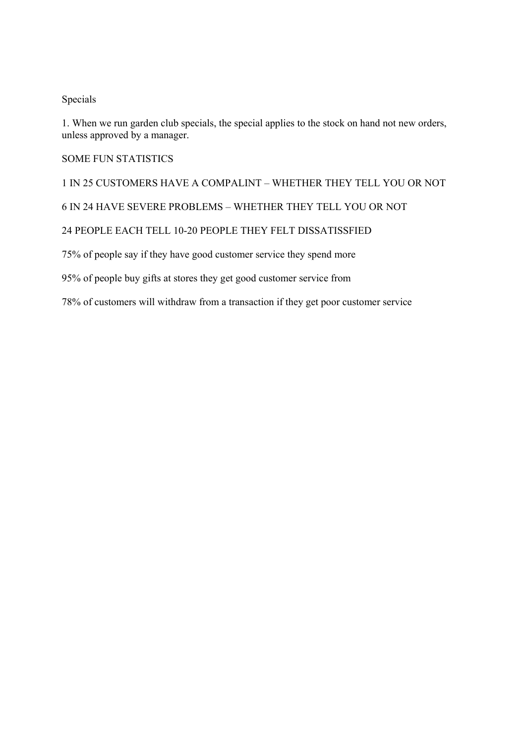Specials

1. When we run garden club specials, the special applies to the stock on hand not new orders, unless approved by a manager.

SOME FUN STATISTICS

1 IN 25 CUSTOMERS HAVE A COMPALINT – WHETHER THEY TELL YOU OR NOT

6 IN 24 HAVE SEVERE PROBLEMS – WHETHER THEY TELL YOU OR NOT

24 PEOPLE EACH TELL 10-20 PEOPLE THEY FELT DISSATISSFIED

75% of people say if they have good customer service they spend more

95% of people buy gifts at stores they get good customer service from

78% of customers will withdraw from a transaction if they get poor customer service